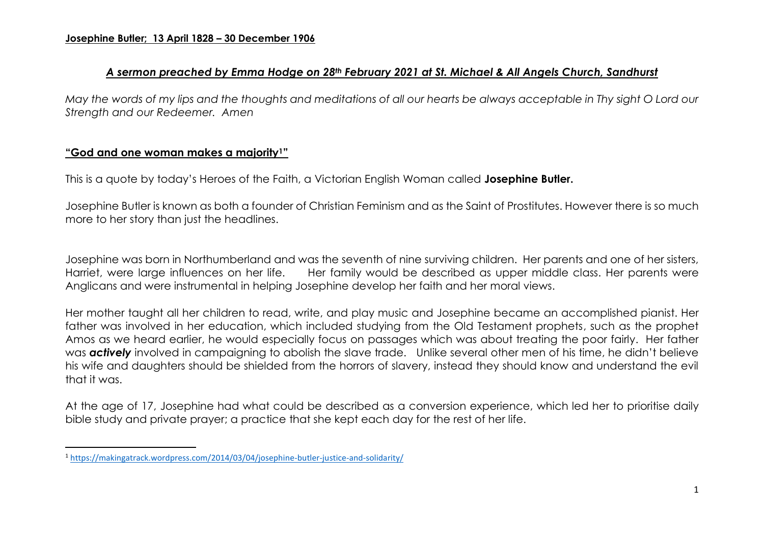**Josephine Butler; 13 April 1828 – 30 December 1906**

## ***A sermon preached by Emma Hodge on 28th February 2021 at St. Michael & All Angels Church, Sandhurst***

*May the words of my lips and the thoughts and meditations of all our hearts be always acceptable in Thy sight O Lord our Strength and our Redeemer. Amen*

### **"God and one woman makes a majority[1]"**

This is a quote by today's Heroes of the Faith, a Victorian English Woman called **Josephine Butler.**

Josephine Butler is known as both a founder of Christian Feminism and as the Saint of Prostitutes. However there is so much more to her story than just the headlines.

Josephine was born in Northumberland and was the seventh of nine surviving children. Her parents and one of her sisters, Harriet, were large influences on her life. Her family would be described as upper middle class. Her parents were Anglicans and were instrumental in helping Josephine develop her faith and her moral views.

Her mother taught all her children to read, write, and play music and Josephine became an accomplished pianist. Her father was involved in her education, which included studying from the Old Testament prophets, such as the prophet Amos as we heard earlier, he would especially focus on passages which was about treating the poor fairly. Her father was ***actively*** involved in campaigning to abolish the slave trade. Unlike several other men of his time, he didn't believe his wife and daughters should be shielded from the horrors of slavery, instead they should know and understand the evil that it was.

At the age of 17, Josephine had what could be described as a conversion experience, which led her to prioritise daily bible study and private prayer; a practice that she kept each day for the rest of her life.

---

[1] https://makingatrack.wordpress.com/2014/03/04/josephine-butler-justice-and-solidarity/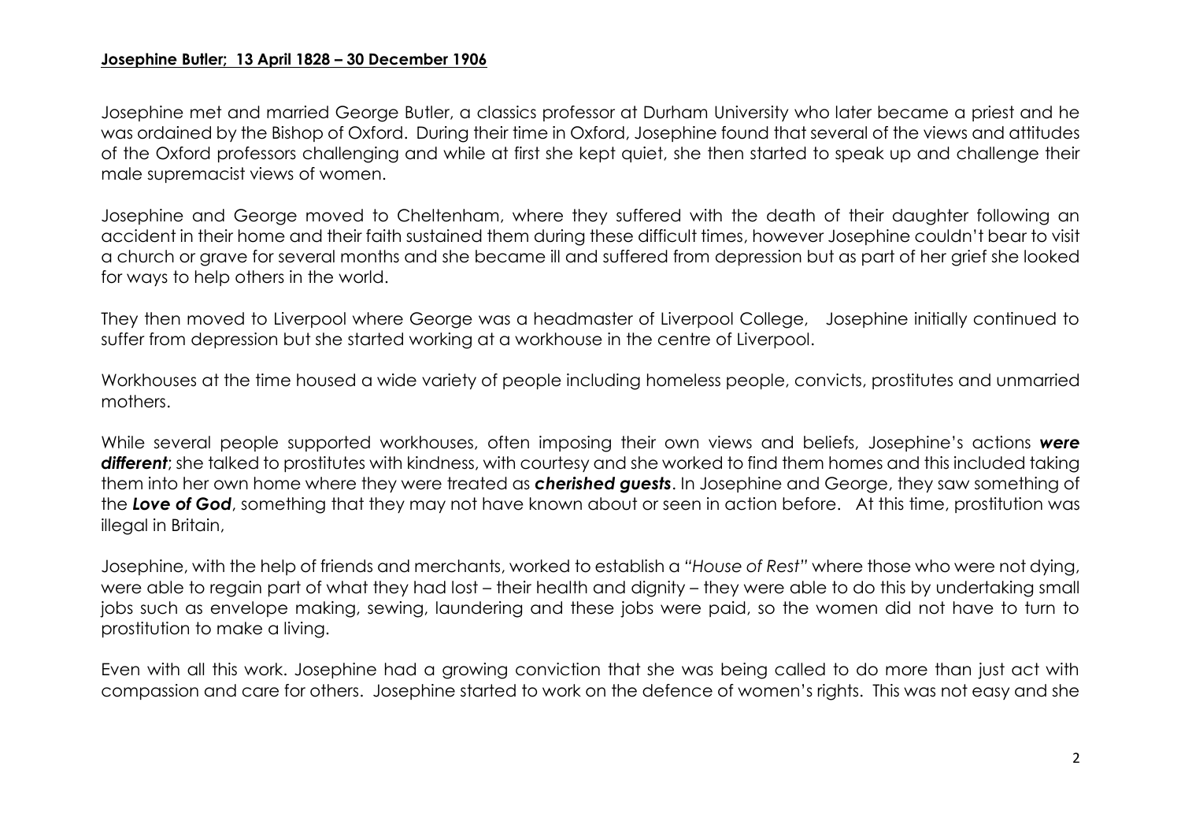**Josephine Butler; 13 April 1828 – 30 December 1906**

Josephine met and married George Butler, a classics professor at Durham University who later became a priest and he was ordained by the Bishop of Oxford. During their time in Oxford, Josephine found that several of the views and attitudes of the Oxford professors challenging and while at first she kept quiet, she then started to speak up and challenge their male supremacist views of women.

Josephine and George moved to Cheltenham, where they suffered with the death of their daughter following an accident in their home and their faith sustained them during these difficult times, however Josephine couldn't bear to visit a church or grave for several months and she became ill and suffered from depression but as part of her grief she looked for ways to help others in the world.

They then moved to Liverpool where George was a headmaster of Liverpool College, Josephine initially continued to suffer from depression but she started working at a workhouse in the centre of Liverpool.

Workhouses at the time housed a wide variety of people including homeless people, convicts, prostitutes and unmarried mothers.

While several people supported workhouses, often imposing their own views and beliefs, Josephine's actions ***were different***; she talked to prostitutes with kindness, with courtesy and she worked to find them homes and this included taking them into her own home where they were treated as ***cherished guests***. In Josephine and George, they saw something of the ***Love of God***, something that they may not have known about or seen in action before. At this time, prostitution was illegal in Britain,

Josephine, with the help of friends and merchants, worked to establish a *"House of Rest"* where those who were not dying, were able to regain part of what they had lost – their health and dignity – they were able to do this by undertaking small jobs such as envelope making, sewing, laundering and these jobs were paid, so the women did not have to turn to prostitution to make a living.

Even with all this work. Josephine had a growing conviction that she was being called to do more than just act with compassion and care for others. Josephine started to work on the defence of women's rights. This was not easy and she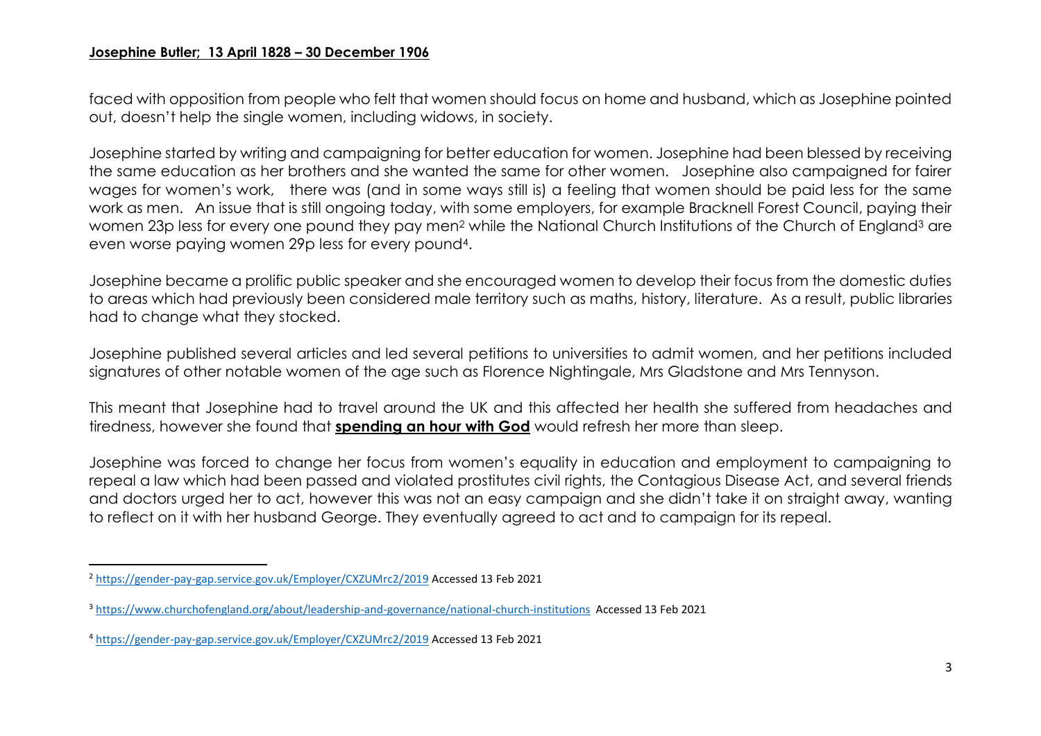faced with opposition from people who felt that women should focus on home and husband, which as Josephine pointed out, doesn't help the single women, including widows, in society.

Josephine started by writing and campaigning for better education for women. Josephine had been blessed by receiving the same education as her brothers and she wanted the same for other women. Josephine also campaigned for fairer wages for women's work, there was (and in some ways still is) a feeling that women should be paid less for the same work as men. An issue that is still ongoing today, with some employers, for example Bracknell Forest Council, paying their women 23p less for every one pound they pay men[2] while the National Church Institutions of the Church of England[3] are even worse paying women 29p less for every pound[4].

Josephine became a prolific public speaker and she encouraged women to develop their focus from the domestic duties to areas which had previously been considered male territory such as maths, history, literature. As a result, public libraries had to change what they stocked.

Josephine published several articles and led several petitions to universities to admit women, and her petitions included signatures of other notable women of the age such as Florence Nightingale, Mrs Gladstone and Mrs Tennyson.

This meant that Josephine had to travel around the UK and this affected her health she suffered from headaches and tiredness, however she found that **spending an hour with God** would refresh her more than sleep.

Josephine was forced to change her focus from women's equality in education and employment to campaigning to repeal a law which had been passed and violated prostitutes civil rights, the Contagious Disease Act, and several friends and doctors urged her to act, however this was not an easy campaign and she didn't take it on straight away, wanting to reflect on it with her husband George. They eventually agreed to act and to campaign for its repeal.

---

[2] https://gender-pay-gap.service.gov.uk/Employer/CXZUMrc2/2019 Accessed 13 Feb 2021

[3] https://www.churchofengland.org/about/leadership-and-governance/national-church-institutions Accessed 13 Feb 2021

[4] https://gender-pay-gap.service.gov.uk/Employer/CXZUMrc2/2019 Accessed 13 Feb 2021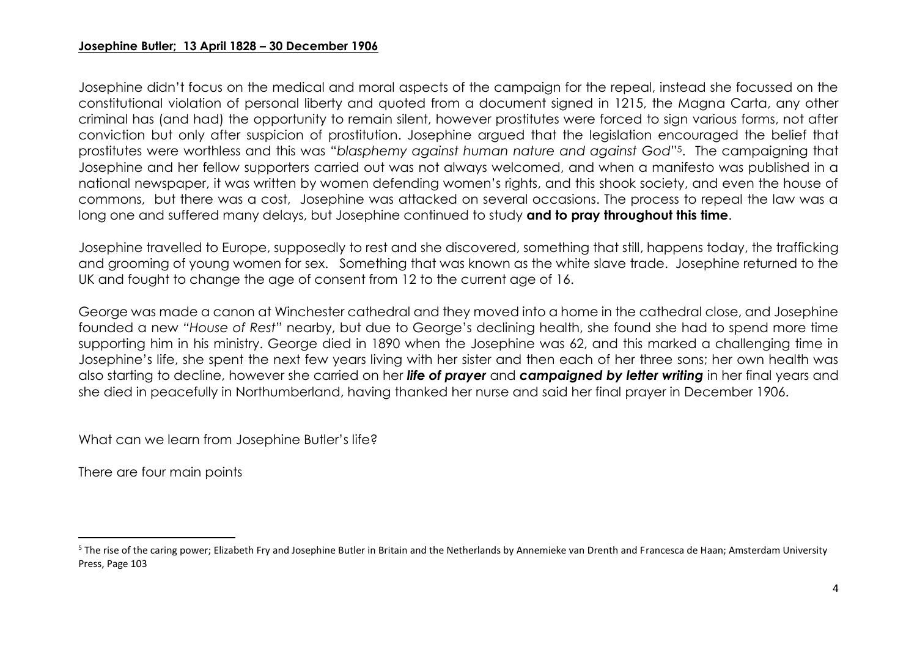**Josephine Butler; 13 April 1828 – 30 December 1906**

Josephine didn't focus on the medical and moral aspects of the campaign for the repeal, instead she focussed on the constitutional violation of personal liberty and quoted from a document signed in 1215, the Magna Carta, any other criminal has (and had) the opportunity to remain silent, however prostitutes were forced to sign various forms, not after conviction but only after suspicion of prostitution. Josephine argued that the legislation encouraged the belief that prostitutes were worthless and this was "*blasphemy against human nature and against God*"[5]. The campaigning that Josephine and her fellow supporters carried out was not always welcomed, and when a manifesto was published in a national newspaper, it was written by women defending women's rights, and this shook society, and even the house of commons, but there was a cost, Josephine was attacked on several occasions. The process to repeal the law was a long one and suffered many delays, but Josephine continued to study **and to pray throughout this time**.

Josephine travelled to Europe, supposedly to rest and she discovered, something that still, happens today, the trafficking and grooming of young women for sex. Something that was known as the white slave trade. Josephine returned to the UK and fought to change the age of consent from 12 to the current age of 16.

George was made a canon at Winchester cathedral and they moved into a home in the cathedral close, and Josephine founded a new *"House of Rest"* nearby, but due to George's declining health, she found she had to spend more time supporting him in his ministry. George died in 1890 when the Josephine was 62, and this marked a challenging time in Josephine's life, she spent the next few years living with her sister and then each of her three sons; her own health was also starting to decline, however she carried on her ***life of prayer*** and ***campaigned by letter writing*** in her final years and she died in peacefully in Northumberland, having thanked her nurse and said her final prayer in December 1906.

What can we learn from Josephine Butler's life?

There are four main points

---

[5] The rise of the caring power; Elizabeth Fry and Josephine Butler in Britain and the Netherlands by Annemieke van Drenth and Francesca de Haan; Amsterdam University Press, Page 103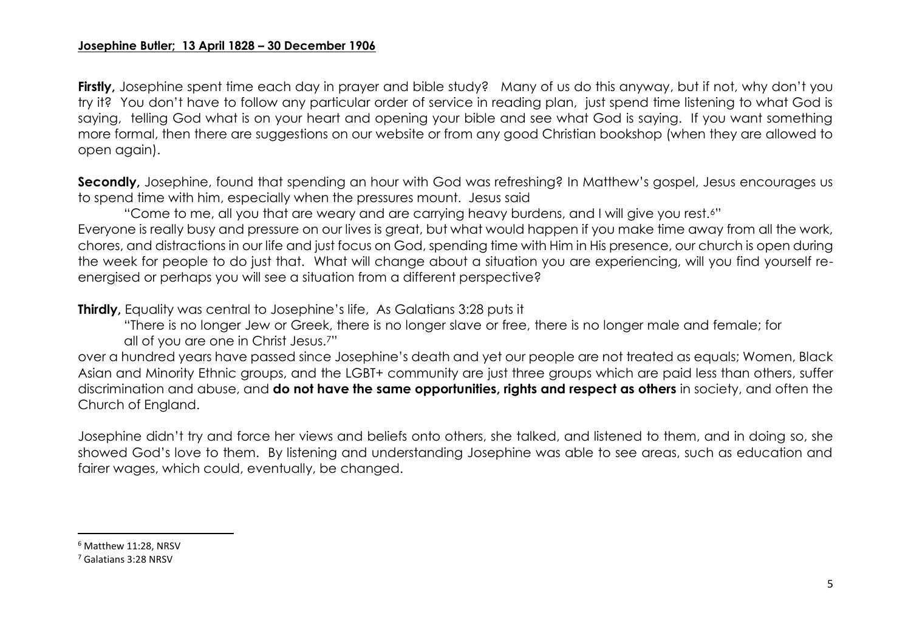**Josephine Butler; 13 April 1828 – 30 December 1906**

**Firstly,** Josephine spent time each day in prayer and bible study? Many of us do this anyway, but if not, why don't you try it? You don't have to follow any particular order of service in reading plan, just spend time listening to what God is saying, telling God what is on your heart and opening your bible and see what God is saying. If you want something more formal, then there are suggestions on our website or from any good Christian bookshop (when they are allowed to open again).

**Secondly,** Josephine, found that spending an hour with God was refreshing? In Matthew's gospel, Jesus encourages us to spend time with him, especially when the pressures mount. Jesus said

> "Come to me, all you that are weary and are carrying heavy burdens, and I will give you rest.[6]"

Everyone is really busy and pressure on our lives is great, but what would happen if you make time away from all the work, chores, and distractions in our life and just focus on God, spending time with Him in His presence, our church is open during the week for people to do just that. What will change about a situation you are experiencing, will you find yourself re-energised or perhaps you will see a situation from a different perspective?

**Thirdly,** Equality was central to Josephine's life, As Galatians 3:28 puts it

> "There is no longer Jew or Greek, there is no longer slave or free, there is no longer male and female; for all of you are one in Christ Jesus.[7]"

over a hundred years have passed since Josephine's death and yet our people are not treated as equals; Women, Black Asian and Minority Ethnic groups, and the LGBT+ community are just three groups which are paid less than others, suffer discrimination and abuse, and **do not have the same opportunities, rights and respect as others** in society, and often the Church of England.

Josephine didn't try and force her views and beliefs onto others, she talked, and listened to them, and in doing so, she showed God's love to them. By listening and understanding Josephine was able to see areas, such as education and fairer wages, which could, eventually, be changed.

---

[6] Matthew 11:28, NRSV

[7] Galatians 3:28 NRSV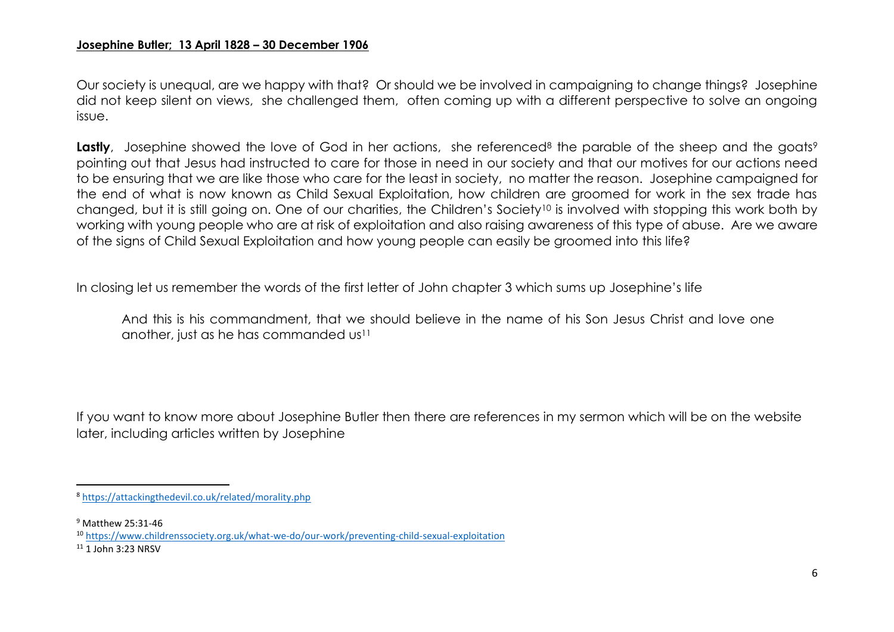**Josephine Butler; 13 April 1828 – 30 December 1906**

Our society is unequal, are we happy with that? Or should we be involved in campaigning to change things? Josephine did not keep silent on views, she challenged them, often coming up with a different perspective to solve an ongoing issue.

**Lastly**, Josephine showed the love of God in her actions, she referenced[8] the parable of the sheep and the goats[9] pointing out that Jesus had instructed to care for those in need in our society and that our motives for our actions need to be ensuring that we are like those who care for the least in society, no matter the reason. Josephine campaigned for the end of what is now known as Child Sexual Exploitation, how children are groomed for work in the sex trade has changed, but it is still going on. One of our charities, the Children's Society[10] is involved with stopping this work both by working with young people who are at risk of exploitation and also raising awareness of this type of abuse. Are we aware of the signs of Child Sexual Exploitation and how young people can easily be groomed into this life?

In closing let us remember the words of the first letter of John chapter 3 which sums up Josephine's life

> And this is his commandment, that we should believe in the name of his Son Jesus Christ and love one another, just as he has commanded us[11]

If you want to know more about Josephine Butler then there are references in my sermon which will be on the website later, including articles written by Josephine

---

[8] https://attackingthedevil.co.uk/related/morality.php

[9] Matthew 25:31-46

[10] https://www.childrenssociety.org.uk/what-we-do/our-work/preventing-child-sexual-exploitation

[11] 1 John 3:23 NRSV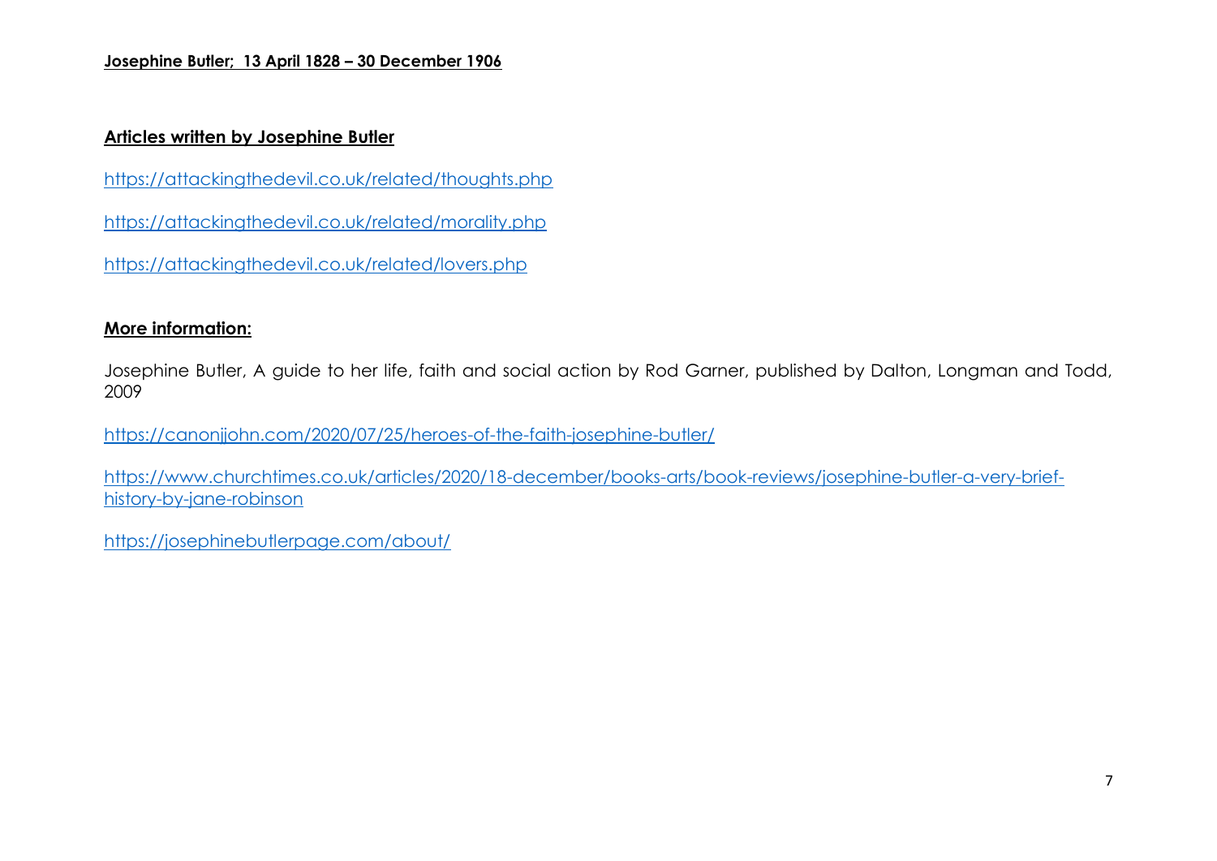**Josephine Butler; 13 April 1828 – 30 December 1906**

## Articles written by Josephine Butler

https://attackingthedevil.co.uk/related/thoughts.php

https://attackingthedevil.co.uk/related/morality.php

https://attackingthedevil.co.uk/related/lovers.php

## More information:

Josephine Butler, A guide to her life, faith and social action by Rod Garner, published by Dalton, Longman and Todd, 2009

https://canonjjohn.com/2020/07/25/heroes-of-the-faith-josephine-butler/

https://www.churchtimes.co.uk/articles/2020/18-december/books-arts/book-reviews/josephine-butler-a-very-brief-history-by-jane-robinson

https://josephinebutlerpage.com/about/